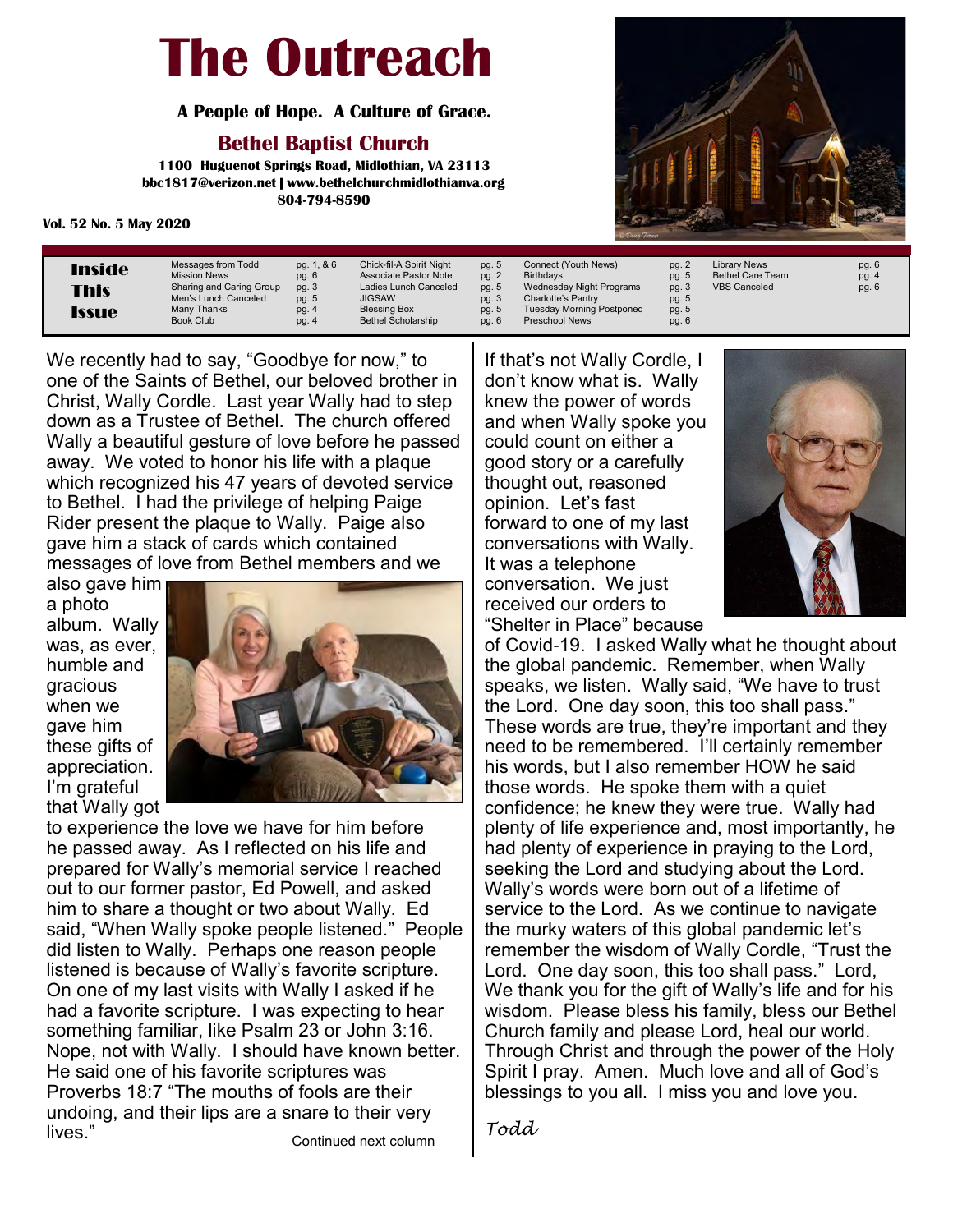# The Outreach

**A People of Hope. A Culture of Grace.**

## Bethel Baptist Church

**1100 Huguenot Springs Road, Midlothian, VA 23113**
**bbc1817@verizon.net | www.bethelchurchmidlothianva.org**
**804-794-8590**

**Vol. 52 No. 5 May 2020**

### Inside This Issue

| | | | | | | | |
|---|---|---|---|---|---|---|---|
| Messages from Todd | pg. 1, & 6 | Chick-fil-A Spirit Night | pg. 5 | Connect (Youth News) | pg. 2 | Library News | pg. 6 |
| Mission News | pg. 6 | Associate Pastor Note | pg. 2 | Birthdays | pg. 5 | Bethel Care Team | pg. 4 |
| Sharing and Caring Group | pg. 3 | Ladies Lunch Canceled | pg. 5 | Wednesday Night Programs | pg. 3 | VBS Canceled | pg. 6 |
| Men's Lunch Canceled | pg. 5 | JIGSAW | pg. 3 | Charlotte's Pantry | pg. 5 | | |
| Many Thanks | pg. 4 | Blessing Box | pg. 5 | Tuesday Morning Postponed | pg. 5 | | |
| Book Club | pg. 4 | Bethel Scholarship | pg. 6 | Preschool News | pg. 6 | | |

We recently had to say, "Goodbye for now," to one of the Saints of Bethel, our beloved brother in Christ, Wally Cordle. Last year Wally had to step down as a Trustee of Bethel. The church offered Wally a beautiful gesture of love before he passed away. We voted to honor his life with a plaque which recognized his 47 years of devoted service to Bethel. I had the privilege of helping Paige Rider present the plaque to Wally. Paige also gave him a stack of cards which contained messages of love from Bethel members and we also gave him a photo album. Wally was, as ever, humble and gracious when we gave him these gifts of appreciation. I'm grateful that Wally got to experience the love we have for him before he passed away. As I reflected on his life and prepared for Wally's memorial service I reached out to our former pastor, Ed Powell, and asked him to share a thought or two about Wally. Ed said, "When Wally spoke people listened." People did listen to Wally. Perhaps one reason people listened is because of Wally's favorite scripture. On one of my last visits with Wally I asked if he had a favorite scripture. I was expecting to hear something familiar, like Psalm 23 or John 3:16. Nope, not with Wally. I should have known better. He said one of his favorite scriptures was Proverbs 18:7 "The mouths of fools are their undoing, and their lips are a snare to their very lives."

Continued next column

If that's not Wally Cordle, I don't know what is. Wally knew the power of words and when Wally spoke you could count on either a good story or a carefully thought out, reasoned opinion. Let's fast forward to one of my last conversations with Wally. It was a telephone conversation. We just received our orders to "Shelter in Place" because of Covid-19. I asked Wally what he thought about the global pandemic. Remember, when Wally speaks, we listen. Wally said, "We have to trust the Lord. One day soon, this too shall pass." These words are true, they're important and they need to be remembered. I'll certainly remember his words, but I also remember HOW he said those words. He spoke them with a quiet confidence; he knew they were true. Wally had plenty of life experience and, most importantly, he had plenty of experience in praying to the Lord, seeking the Lord and studying about the Lord. Wally's words were born out of a lifetime of service to the Lord. As we continue to navigate the murky waters of this global pandemic let's remember the wisdom of Wally Cordle, "Trust the Lord. One day soon, this too shall pass." Lord, We thank you for the gift of Wally's life and for his wisdom. Please bless his family, bless our Bethel Church family and please Lord, heal our world. Through Christ and through the power of the Holy Spirit I pray. Amen. Much love and all of God's blessings to you all. I miss you and love you.

*Todd*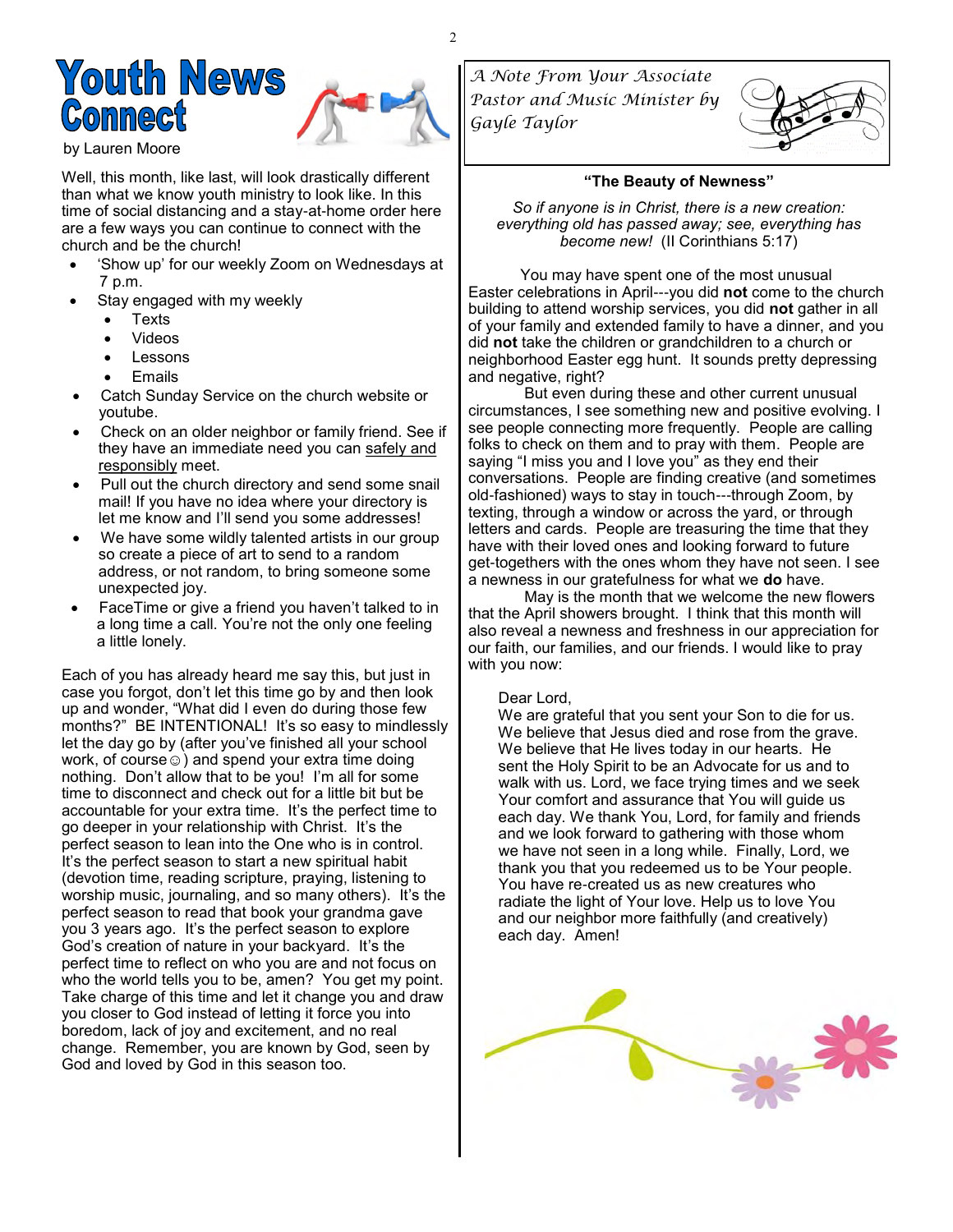# Youth News Connect

by Lauren Moore

Well, this month, like last, will look drastically different than what we know youth ministry to look like. In this time of social distancing and a stay-at-home order here are a few ways you can continue to connect with the church and be the church!

- 'Show up' for our weekly Zoom on Wednesdays at 7 p.m.
- Stay engaged with my weekly
  - Texts
  - Videos
  - Lessons
  - Emails
- Catch Sunday Service on the church website or youtube.
- Check on an older neighbor or family friend. See if they have an immediate need you can safely and responsibly meet.
- Pull out the church directory and send some snail mail! If you have no idea where your directory is let me know and I'll send you some addresses!
- We have some wildly talented artists in our group so create a piece of art to send to a random address, or not random, to bring someone some unexpected joy.
- FaceTime or give a friend you haven't talked to in a long time a call. You're not the only one feeling a little lonely.

Each of you has already heard me say this, but just in case you forgot, don't let this time go by and then look up and wonder, "What did I even do during those few months?" BE INTENTIONAL! It's so easy to mindlessly let the day go by (after you've finished all your school work, of course☺) and spend your extra time doing nothing. Don't allow that to be you! I'm all for some time to disconnect and check out for a little bit but be accountable for your extra time. It's the perfect time to go deeper in your relationship with Christ. It's the perfect season to lean into the One who is in control. It's the perfect season to start a new spiritual habit (devotion time, reading scripture, praying, listening to worship music, journaling, and so many others). It's the perfect season to read that book your grandma gave you 3 years ago. It's the perfect season to explore God's creation of nature in your backyard. It's the perfect time to reflect on who you are and not focus on who the world tells you to be, amen? You get my point. Take charge of this time and let it change you and draw you closer to God instead of letting it force you into boredom, lack of joy and excitement, and no real change. Remember, you are known by God, seen by God and loved by God in this season too.

*A Note From Your Associate Pastor and Music Minister by Gayle Taylor*

**"The Beauty of Newness"**

*So if anyone is in Christ, there is a new creation: everything old has passed away; see, everything has become new!* (II Corinthians 5:17)

You may have spent one of the most unusual Easter celebrations in April---you did **not** come to the church building to attend worship services, you did **not** gather in all of your family and extended family to have a dinner, and you did **not** take the children or grandchildren to a church or neighborhood Easter egg hunt. It sounds pretty depressing and negative, right?

But even during these and other current unusual circumstances, I see something new and positive evolving. I see people connecting more frequently. People are calling folks to check on them and to pray with them. People are saying "I miss you and I love you" as they end their conversations. People are finding creative (and sometimes old-fashioned) ways to stay in touch---through Zoom, by texting, through a window or across the yard, or through letters and cards. People are treasuring the time that they have with their loved ones and looking forward to future get-togethers with the ones whom they have not seen. I see a newness in our gratefulness for what we **do** have.

May is the month that we welcome the new flowers that the April showers brought. I think that this month will also reveal a newness and freshness in our appreciation for our faith, our families, and our friends. I would like to pray with you now:

Dear Lord,
We are grateful that you sent your Son to die for us. We believe that Jesus died and rose from the grave. We believe that He lives today in our hearts. He sent the Holy Spirit to be an Advocate for us and to walk with us. Lord, we face trying times and we seek Your comfort and assurance that You will guide us each day. We thank You, Lord, for family and friends and we look forward to gathering with those whom we have not seen in a long while. Finally, Lord, we thank you that you redeemed us to be Your people. You have re-created us as new creatures who radiate the light of Your love. Help us to love You and our neighbor more faithfully (and creatively) each day. Amen!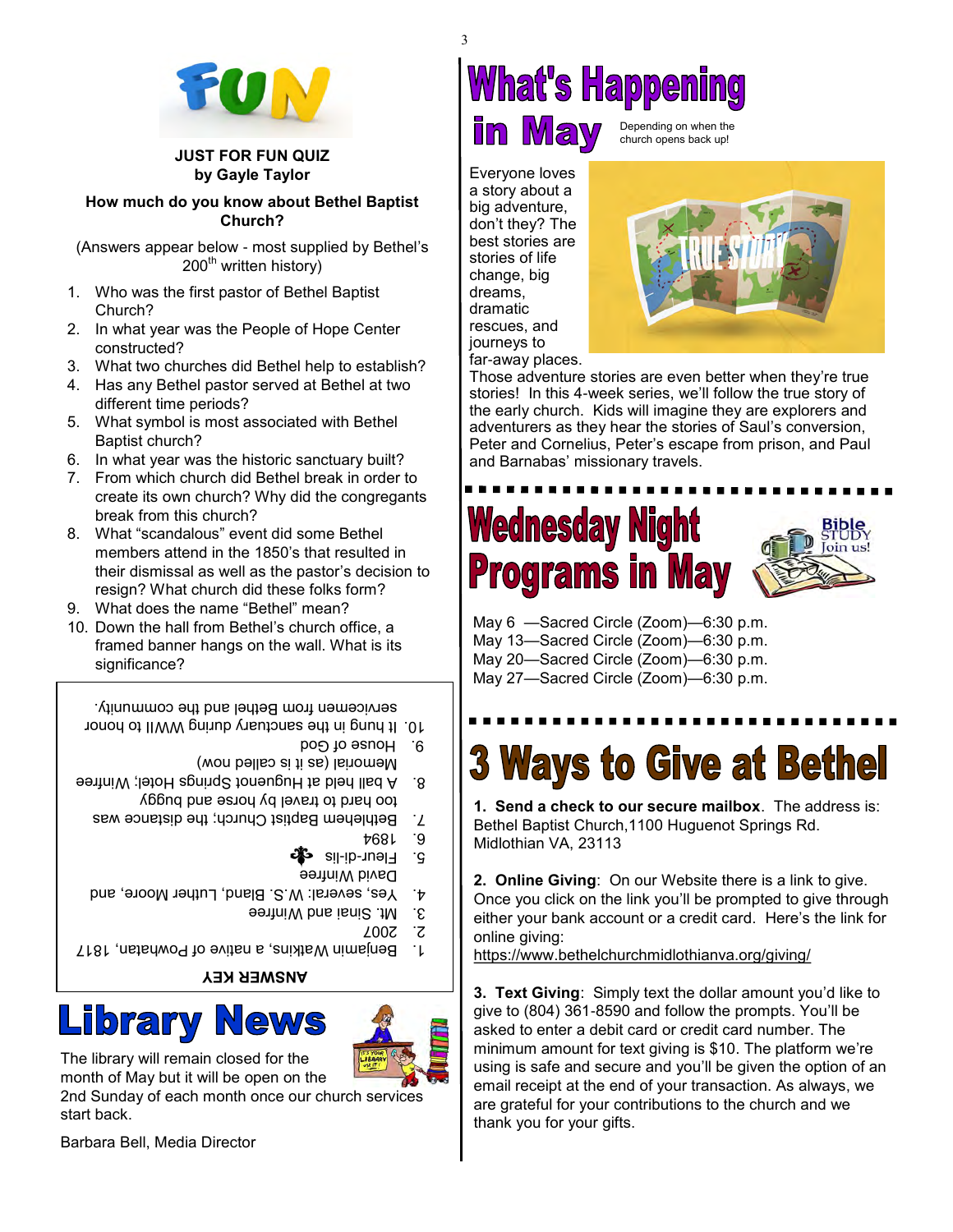# FUN

**JUST FOR FUN QUIZ**
**by Gayle Taylor**

**How much do you know about Bethel Baptist Church?**

(Answers appear below - most supplied by Bethel's 200th written history)

1. Who was the first pastor of Bethel Baptist Church?
2. In what year was the People of Hope Center constructed?
3. What two churches did Bethel help to establish?
4. Has any Bethel pastor served at Bethel at two different time periods?
5. What symbol is most associated with Bethel Baptist church?
6. In what year was the historic sanctuary built?
7. From which church did Bethel break in order to create its own church? Why did the congregants break from this church?
8. What "scandalous" event did some Bethel members attend in the 1850's that resulted in their dismissal as well as the pastor's decision to resign? What church did these folks form?
9. What does the name "Bethel" mean?
10. Down the hall from Bethel's church office, a framed banner hangs on the wall. What is its significance?

**ANSWER KEY**

1. Benjamin Watkins, a native of Powhatan, 1817
2. 2007
3. Mt. Sinai and Winfree
4. Yes, several: W.S. Bland, Luther Moore, and David Winfree
5. Fleur-di-lis ⚜
6. 1894
7. Bethlehem Baptist Church; the distance was too hard to travel by horse and buggy
8. A ball held at Huguenot Springs Hotel; Winfree Memorial (as it is called now)
9. House of God
10. It hung in the sanctuary during WWII to honor servicemen from Bethel and the community.

# Library News

The library will remain closed for the month of May but it will be open on the 2nd Sunday of each month once our church services start back.

Barbara Bell, Media Director

# What's Happening in May

Depending on when the church opens back up!

Everyone loves a story about a big adventure, don't they? The best stories are stories of life change, big dreams, dramatic rescues, and journeys to far-away places. Those adventure stories are even better when they're true stories! In this 4-week series, we'll follow the true story of the early church. Kids will imagine they are explorers and adventurers as they hear the stories of Saul's conversion, Peter and Cornelius, Peter's escape from prison, and Paul and Barnabas' missionary travels.

# Wednesday Night Programs in May

May 6 —Sacred Circle (Zoom)—6:30 p.m.
May 13—Sacred Circle (Zoom)—6:30 p.m.
May 20—Sacred Circle (Zoom)—6:30 p.m.
May 27—Sacred Circle (Zoom)—6:30 p.m.

# 3 Ways to Give at Bethel

**1. Send a check to our secure mailbox**. The address is:
Bethel Baptist Church,1100 Huguenot Springs Rd.
Midlothian VA, 23113

**2. Online Giving**: On our Website there is a link to give. Once you click on the link you'll be prompted to give through either your bank account or a credit card. Here's the link for online giving:
https://www.bethelchurchmidlothianva.org/giving/

**3. Text Giving**: Simply text the dollar amount you'd like to give to (804) 361-8590 and follow the prompts. You'll be asked to enter a debit card or credit card number. The minimum amount for text giving is $10. The platform we're using is safe and secure and you'll be given the option of an email receipt at the end of your transaction. As always, we are grateful for your contributions to the church and we thank you for your gifts.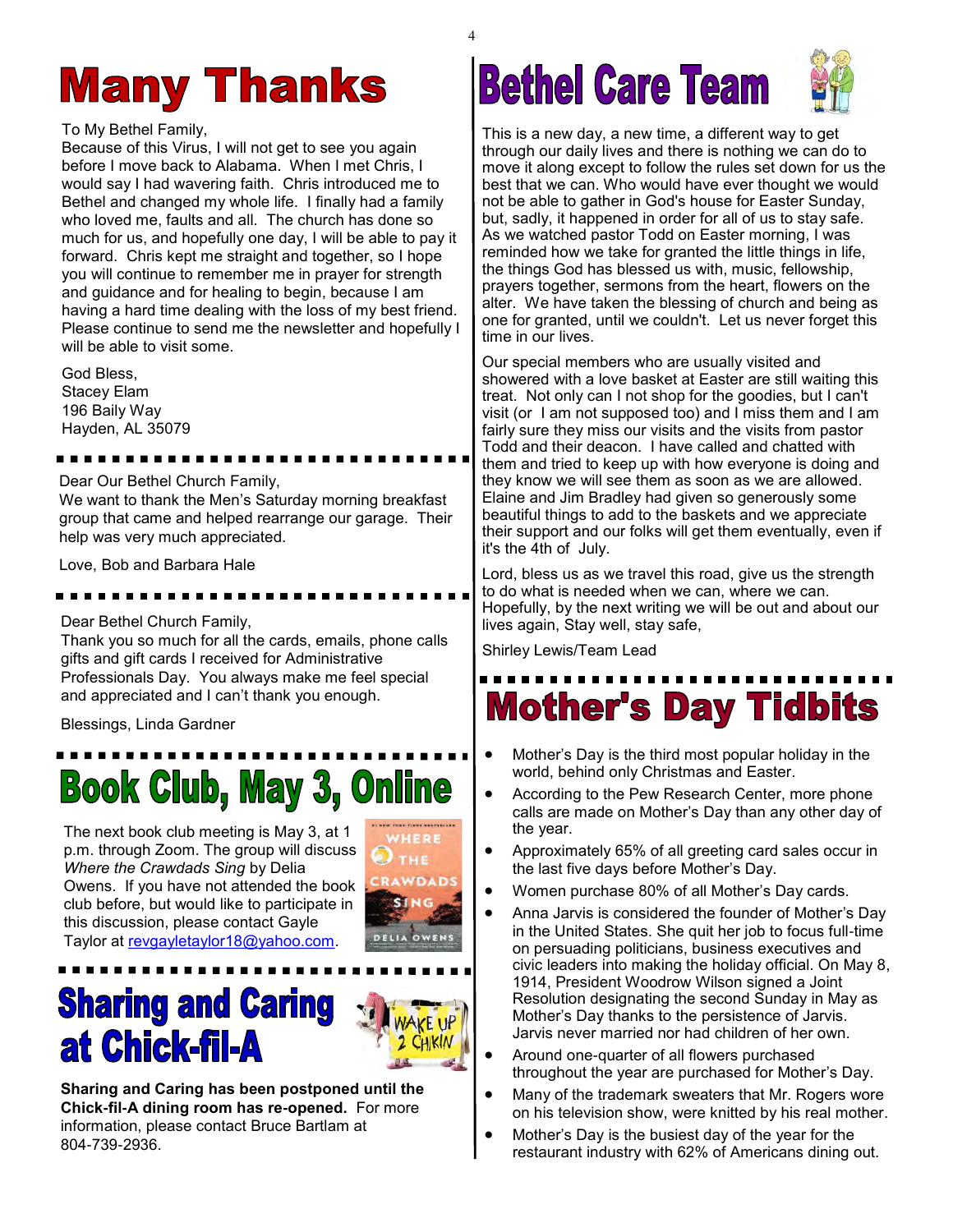# Many Thanks

To My Bethel Family,
Because of this Virus, I will not get to see you again before I move back to Alabama. When I met Chris, I would say I had wavering faith. Chris introduced me to Bethel and changed my whole life. I finally had a family who loved me, faults and all. The church has done so much for us, and hopefully one day, I will be able to pay it forward. Chris kept me straight and together, so I hope you will continue to remember me in prayer for strength and guidance and for healing to begin, because I am having a hard time dealing with the loss of my best friend. Please continue to send me the newsletter and hopefully I will be able to visit some.

God Bless,
Stacey Elam
196 Baily Way
Hayden, AL 35079

---

Dear Our Bethel Church Family,
We want to thank the Men's Saturday morning breakfast group that came and helped rearrange our garage. Their help was very much appreciated.

Love, Bob and Barbara Hale

---

Dear Bethel Church Family,
Thank you so much for all the cards, emails, phone calls gifts and gift cards I received for Administrative Professionals Day. You always make me feel special and appreciated and I can't thank you enough.

Blessings, Linda Gardner

---

# Book Club, May 3, Online

The next book club meeting is May 3, at 1 p.m. through Zoom. The group will discuss *Where the Crawdads Sing* by Delia Owens. If you have not attended the book club before, but would like to participate in this discussion, please contact Gayle Taylor at revgayletaylor18@yahoo.com.

---

# Sharing and Caring at Chick-fil-A

**Sharing and Caring has been postponed until the Chick-fil-A dining room has re-opened.** For more information, please contact Bruce Bartlam at 804-739-2936.

# Bethel Care Team

This is a new day, a new time, a different way to get through our daily lives and there is nothing we can do to move it along except to follow the rules set down for us the best that we can. Who would have ever thought we would not be able to gather in God's house for Easter Sunday, but, sadly, it happened in order for all of us to stay safe. As we watched pastor Todd on Easter morning, I was reminded how we take for granted the little things in life, the things God has blessed us with, music, fellowship, prayers together, sermons from the heart, flowers on the alter. We have taken the blessing of church and being as one for granted, until we couldn't. Let us never forget this time in our lives.

Our special members who are usually visited and showered with a love basket at Easter are still waiting this treat. Not only can I not shop for the goodies, but I can't visit (or I am not supposed too) and I miss them and I am fairly sure they miss our visits and the visits from pastor Todd and their deacon. I have called and chatted with them and tried to keep up with how everyone is doing and they know we will see them as soon as we are allowed. Elaine and Jim Bradley had given so generously some beautiful things to add to the baskets and we appreciate their support and our folks will get them eventually, even if it's the 4th of July.

Lord, bless us as we travel this road, give us the strength to do what is needed when we can, where we can. Hopefully, by the next writing we will be out and about our lives again, Stay well, stay safe,

Shirley Lewis/Team Lead

---

# Mother's Day Tidbits

- Mother's Day is the third most popular holiday in the world, behind only Christmas and Easter.
- According to the Pew Research Center, more phone calls are made on Mother's Day than any other day of the year.
- Approximately 65% of all greeting card sales occur in the last five days before Mother's Day.
- Women purchase 80% of all Mother's Day cards.
- Anna Jarvis is considered the founder of Mother's Day in the United States. She quit her job to focus full-time on persuading politicians, business executives and civic leaders into making the holiday official. On May 8, 1914, President Woodrow Wilson signed a Joint Resolution designating the second Sunday in May as Mother's Day thanks to the persistence of Jarvis. Jarvis never married nor had children of her own.
- Around one-quarter of all flowers purchased throughout the year are purchased for Mother's Day.
- Many of the trademark sweaters that Mr. Rogers wore on his television show, were knitted by his real mother.
- Mother's Day is the busiest day of the year for the restaurant industry with 62% of Americans dining out.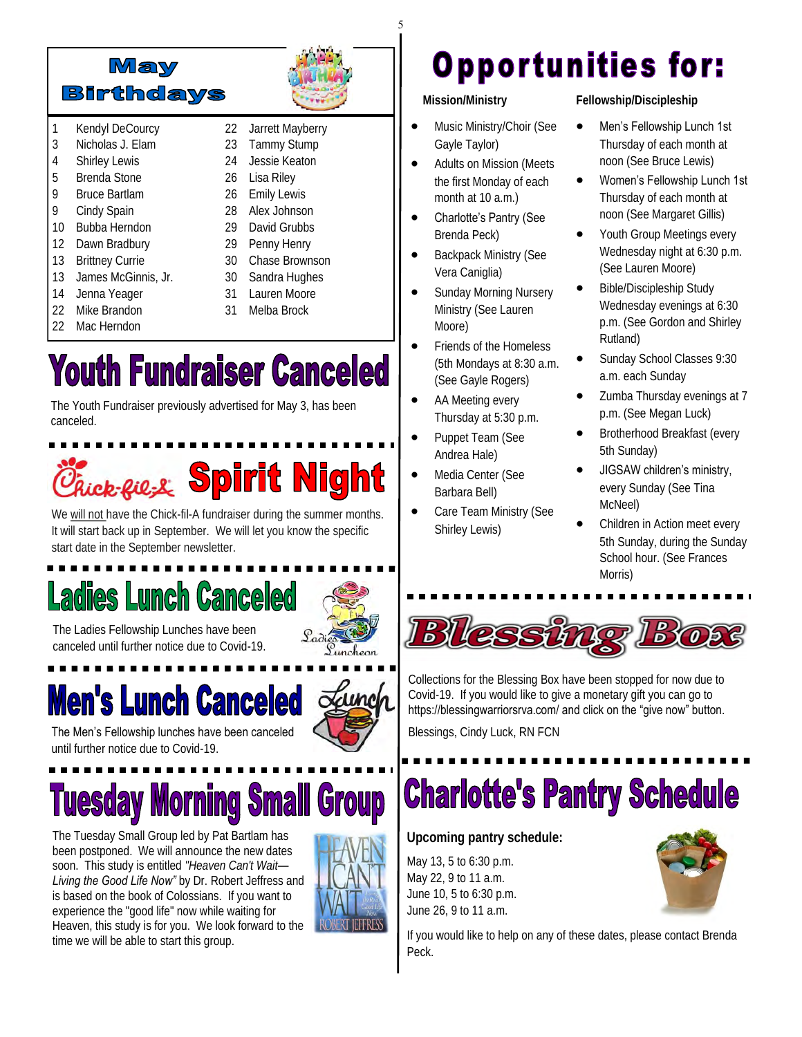# May Birthdays

| | | | |
|---|---|---|---|
| 1 | Kendyl DeCourcy | 22 | Jarrett Mayberry |
| 3 | Nicholas J. Elam | 23 | Tammy Stump |
| 4 | Shirley Lewis | 24 | Jessie Keaton |
| 5 | Brenda Stone | 26 | Lisa Riley |
| 9 | Bruce Bartlam | 26 | Emily Lewis |
| 9 | Cindy Spain | 28 | Alex Johnson |
| 10 | Bubba Herndon | 29 | David Grubbs |
| 12 | Dawn Bradbury | 29 | Penny Henry |
| 13 | Brittney Currie | 30 | Chase Brownson |
| 13 | James McGinnis, Jr. | 30 | Sandra Hughes |
| 14 | Jenna Yeager | 31 | Lauren Moore |
| 22 | Mike Brandon | 31 | Melba Brock |
| 22 | Mac Herndon | | |

# Youth Fundraiser Canceled

The Youth Fundraiser previously advertised for May 3, has been canceled.

# Chick-fil-A Spirit Night

We will not have the Chick-fil-A fundraiser during the summer months. It will start back up in September. We will let you know the specific start date in the September newsletter.

# Ladies Lunch Canceled

The Ladies Fellowship Lunches have been canceled until further notice due to Covid-19.

# Men's Lunch Canceled

The Men's Fellowship lunches have been canceled until further notice due to Covid-19.

# Tuesday Morning Small Group

The Tuesday Small Group led by Pat Bartlam has been postponed. We will announce the new dates soon. This study is entitled *"Heaven Can't Wait—Living the Good Life Now"* by Dr. Robert Jeffress and is based on the book of Colossians. If you want to experience the "good life" now while waiting for Heaven, this study is for you. We look forward to the time we will be able to start this group.

# Opportunities for:

**Mission/Ministry**

- Music Ministry/Choir (See Gayle Taylor)
- Adults on Mission (Meets the first Monday of each month at 10 a.m.)
- Charlotte's Pantry (See Brenda Peck)
- Backpack Ministry (See Vera Caniglia)
- Sunday Morning Nursery Ministry (See Lauren Moore)
- Friends of the Homeless (5th Mondays at 8:30 a.m. (See Gayle Rogers)
- AA Meeting every Thursday at 5:30 p.m.
- Puppet Team (See Andrea Hale)
- Media Center (See Barbara Bell)
- Care Team Ministry (See Shirley Lewis)

**Fellowship/Discipleship**

- Men's Fellowship Lunch 1st Thursday of each month at noon (See Bruce Lewis)
- Women's Fellowship Lunch 1st Thursday of each month at noon (See Margaret Gillis)
- Youth Group Meetings every Wednesday night at 6:30 p.m. (See Lauren Moore)
- Bible/Discipleship Study Wednesday evenings at 6:30 p.m. (See Gordon and Shirley Rutland)
- Sunday School Classes 9:30 a.m. each Sunday
- Zumba Thursday evenings at 7 p.m. (See Megan Luck)
- Brotherhood Breakfast (every 5th Sunday)
- JIGSAW children's ministry, every Sunday (See Tina McNeel)
- Children in Action meet every 5th Sunday, during the Sunday School hour. (See Frances Morris)

# Blessing Box

Collections for the Blessing Box have been stopped for now due to Covid-19. If you would like to give a monetary gift you can go to https://blessingwarriorsrva.com/ and click on the "give now" button.

Blessings, Cindy Luck, RN FCN

# Charlotte's Pantry Schedule

**Upcoming pantry schedule:**

May 13, 5 to 6:30 p.m.
May 22, 9 to 11 a.m.
June 10, 5 to 6:30 p.m.
June 26, 9 to 11 a.m.

If you would like to help on any of these dates, please contact Brenda Peck.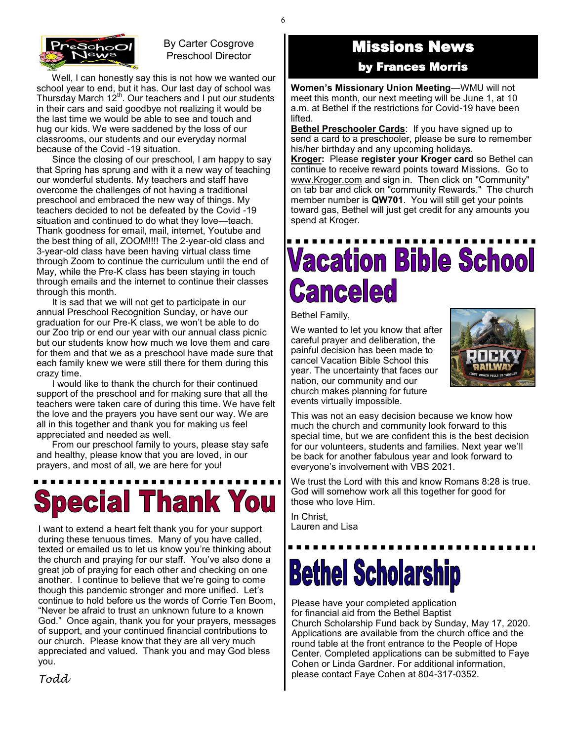## PreSchool News

By Carter Cosgrove
Preschool Director

Well, I can honestly say this is not how we wanted our school year to end, but it has. Our last day of school was Thursday March 12th. Our teachers and I put our students in their cars and said goodbye not realizing it would be the last time we would be able to see and touch and hug our kids. We were saddened by the loss of our classrooms, our students and our everyday normal because of the Covid -19 situation.

Since the closing of our preschool, I am happy to say that Spring has sprung and with it a new way of teaching our wonderful students. My teachers and staff have overcome the challenges of not having a traditional preschool and embraced the new way of things. My teachers decided to not be defeated by the Covid -19 situation and continued to do what they love—teach. Thank goodness for email, mail, internet, Youtube and the best thing of all, ZOOM!!!! The 2-year-old class and 3-year-old class have been having virtual class time through Zoom to continue the curriculum until the end of May, while the Pre-K class has been staying in touch through emails and the internet to continue their classes through this month.

It is sad that we will not get to participate in our annual Preschool Recognition Sunday, or have our graduation for our Pre-K class, we won't be able to do our Zoo trip or end our year with our annual class picnic but our students know how much we love them and care for them and that we as a preschool have made sure that each family knew we were still there for them during this crazy time.

I would like to thank the church for their continued support of the preschool and for making sure that all the teachers were taken care of during this time. We have felt the love and the prayers you have sent our way. We are all in this together and thank you for making us feel appreciated and needed as well.

From our preschool family to yours, please stay safe and healthy, please know that you are loved, in our prayers, and most of all, we are here for you!

# Special Thank You

I want to extend a heart felt thank you for your support during these tenuous times. Many of you have called, texted or emailed us to let us know you're thinking about the church and praying for our staff. You've also done a great job of praying for each other and checking on one another. I continue to believe that we're going to come though this pandemic stronger and more unified. Let's continue to hold before us the words of Corrie Ten Boom, "Never be afraid to trust an unknown future to a known God." Once again, thank you for your prayers, messages of support, and your continued financial contributions to our church. Please know that they are all very much appreciated and valued. Thank you and may God bless you.

*Todd*

## Missions News
### by Frances Morris

**Women's Missionary Union Meeting**—WMU will not meet this month, our next meeting will be June 1, at 10 a.m. at Bethel if the restrictions for Covid-19 have been lifted.

**Bethel Preschooler Cards**: If you have signed up to send a card to a preschooler, please be sure to remember his/her birthday and any upcoming holidays.

**Kroger:** Please **register your Kroger card** so Bethel can continue to receive reward points toward Missions. Go to www.Kroger.com and sign in. Then click on "Community" on tab bar and click on "community Rewards." The church member number is **QW701**. You will still get your points toward gas, Bethel will just get credit for any amounts you spend at Kroger.

# Vacation Bible School Canceled

Bethel Family,

We wanted to let you know that after careful prayer and deliberation, the painful decision has been made to cancel Vacation Bible School this year. The uncertainty that faces our nation, our community and our church makes planning for future events virtually impossible.

This was not an easy decision because we know how much the church and community look forward to this special time, but we are confident this is the best decision for our volunteers, students and families. Next year we'll be back for another fabulous year and look forward to everyone's involvement with VBS 2021.

We trust the Lord with this and know Romans 8:28 is true. God will somehow work all this together for good for those who love Him.

In Christ,
Lauren and Lisa

# Bethel Scholarship

Please have your completed application for financial aid from the Bethel Baptist Church Scholarship Fund back by Sunday, May 17, 2020. Applications are available from the church office and the round table at the front entrance to the People of Hope Center. Completed applications can be submitted to Faye Cohen or Linda Gardner. For additional information, please contact Faye Cohen at 804-317-0352.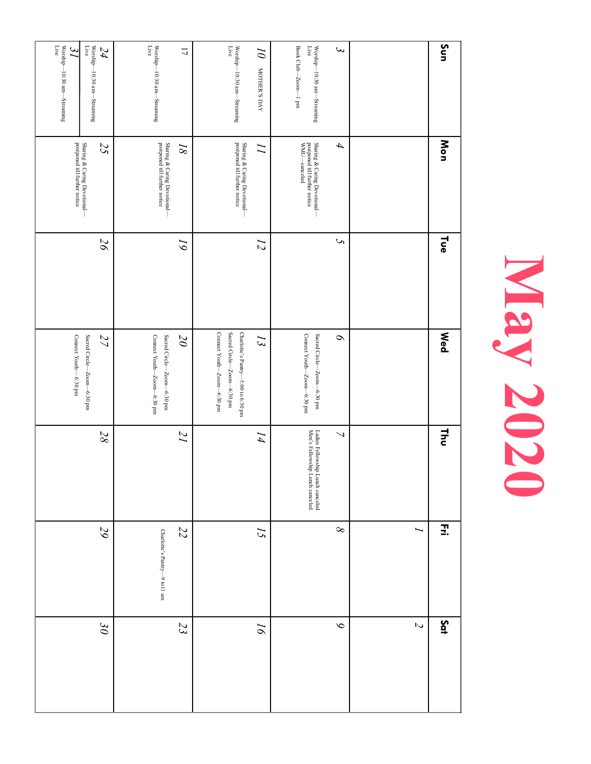# May 2020

| Sun | Mon | Tue | Wed | Thu | Fri | Sat |
|---|---|---|---|---|---|---|
| | | | | | 1 | 2 |
| 3<br>Worship—10:30 am—Streaming Live<br>Book Club—Zoom—1 pm | 4<br>Sharing & Caring Devotional—postponed till further notice<br>WMU—canceled | 5 | 6<br>Sacred Circle—Zoom—6:30 pm<br>Connect Youth—Zoom—6:30 pm | 7<br>Ladies Fellowship Lunch canceled<br>Men's Fellowship Lunch canceled | 8 | 9 |
| 10 MOTHER'S DAY<br>Worship—10:30 am—Streaming Live | 11<br>Sharing & Caring Devotional—postponed till further notice | 12 | 13<br>Charlotte's Pantry—5:00 to 6:30 pm<br>Sacred Circle—Zoom—6:30 pm<br>Connect Youth—Zoom—6:30 pm | 14 | 15 | 16 |
| 17<br>Worship—10:30 am—Streaming Live | 18<br>Sharing & Caring Devotional—postponed till further notice | 19 | 20<br>Sacred Circle—Zoom—6:30 pm<br>Connect Youth—Zoom—6:30 pm | 21 | 22<br>Charlotte's Pantry—9 to11 am | 23 |
| 24<br>Worship—10:30 am—Streaming Live<br>31<br>Worship—10:30 am—Streaming Live | 25<br>Sharing & Caring Devotional—postponed till further notice | 26 | 27<br>Sacred Circle—Zoom—6:30 pm<br>Connect Youth—6:30 pm | 28 | 29 | 30 |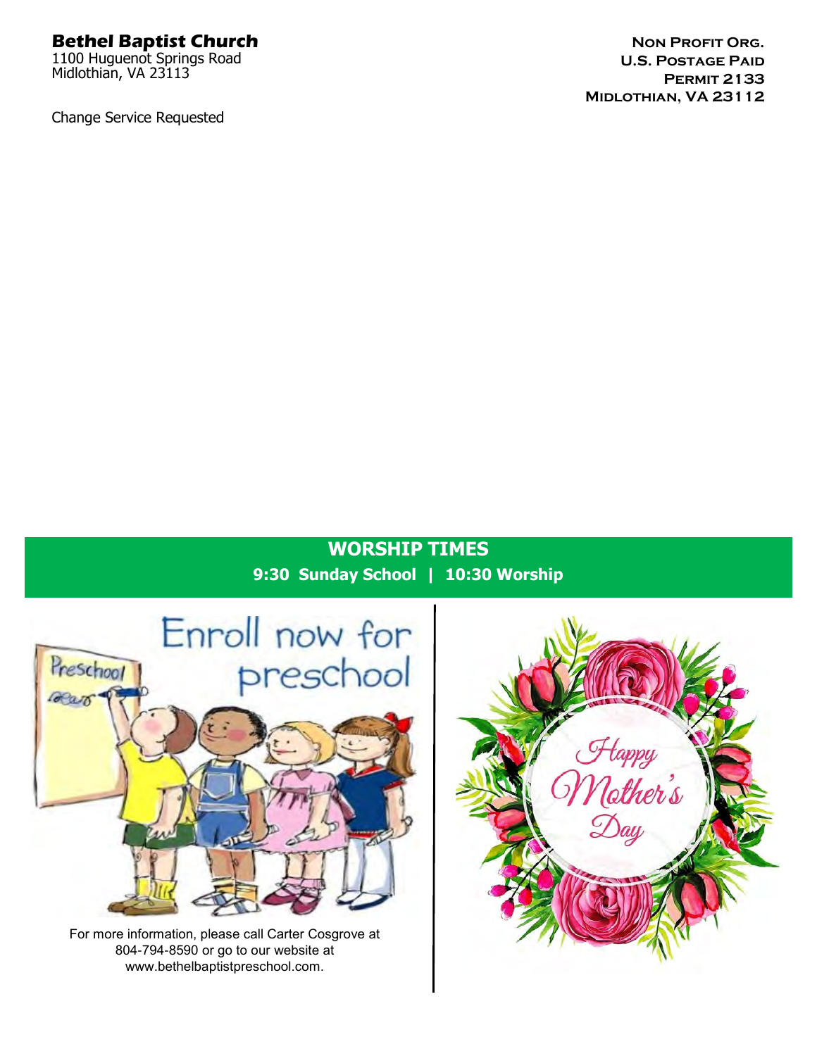**Bethel Baptist Church**
1100 Huguenot Springs Road
Midlothian, VA 23113

Change Service Requested

NON PROFIT ORG.
U.S. POSTAGE PAID
PERMIT 2133
MIDLOTHIAN, VA 23112

## WORSHIP TIMES

**9:30 Sunday School | 10:30 Worship**

Enroll now for preschool

For more information, please call Carter Cosgrove at 804-794-8590 or go to our website at www.bethelbaptistpreschool.com.

Happy Mother's Day